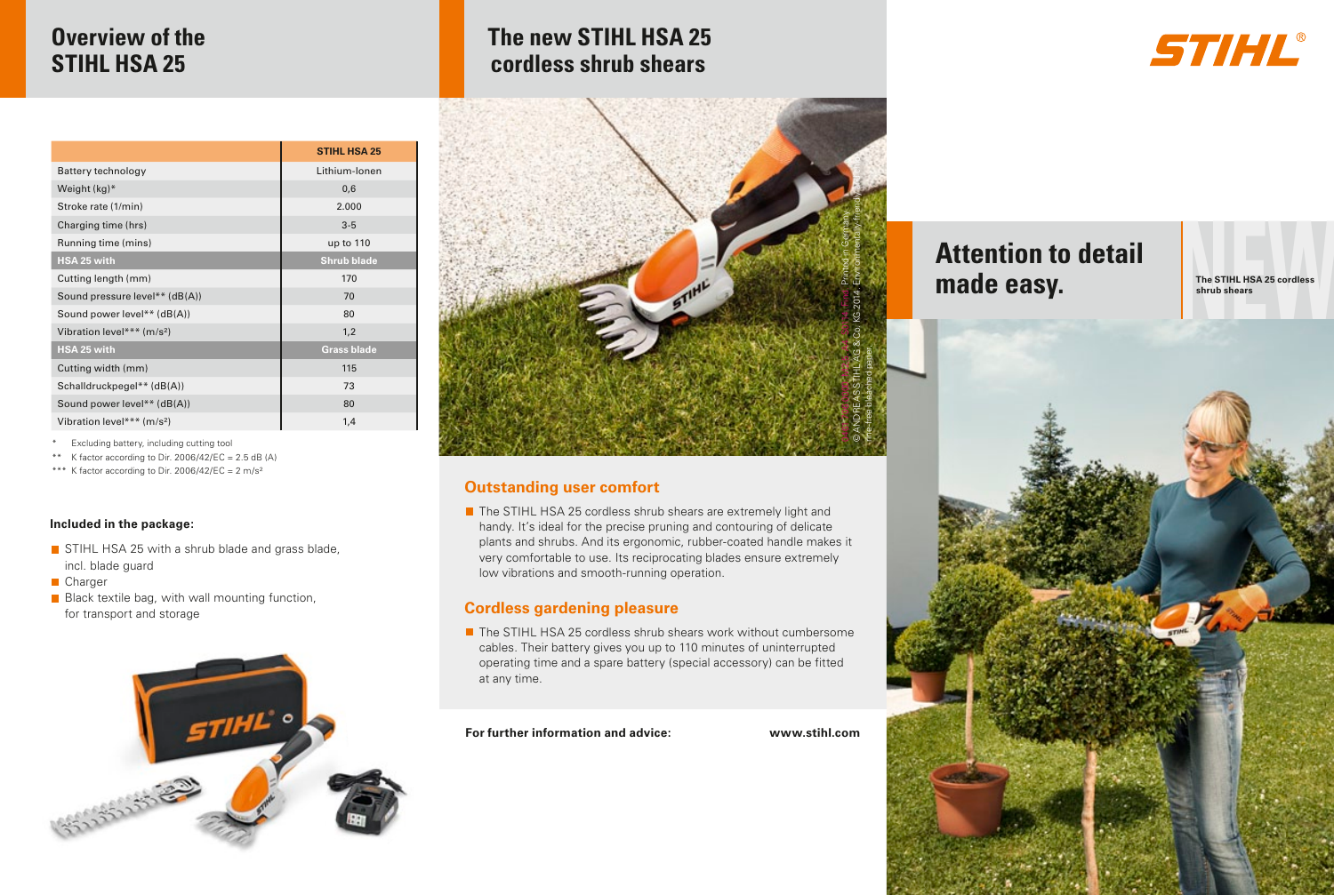## Overview of the STIHL HSA 25

| | STIHL HSA 25 |
|---|---|
| Battery technology | Lithium-Ionen |
| Weight (kg)* | 0,6 |
| Stroke rate (1/min) | 2.000 |
| Charging time (hrs) | 3-5 |
| Running time (mins) | up to 110 |
| **HSA 25 with** | **Shrub blade** |
| Cutting length (mm) | 170 |
| Sound pressure level** (dB(A)) | 70 |
| Sound power level** (dB(A)) | 80 |
| Vibration level*** (m/s²) | 1,2 |
| **HSA 25 with** | **Grass blade** |
| Cutting width (mm) | 115 |
| Schalldruckpegel** (dB(A)) | 73 |
| Sound power level** (dB(A)) | 80 |
| Vibration level*** (m/s²) | 1,4 |

\* Excluding battery, including cutting tool
** K factor according to Dir. 2006/42/EC = 2.5 dB (A)
*** K factor according to Dir. 2006/42/EC = 2 m/s²

**Included in the package:**

- STIHL HSA 25 with a shrub blade and grass blade, incl. blade guard
- Charger
- Black textile bag, with wall mounting function, for transport and storage

## The new STIHL HSA 25 cordless shrub shears

© ANDREAS STIHL AG & Co. KG 2014. Printed in Germany. Environmentally friendly time-free bleached paper.

### Outstanding user comfort

- The STIHL HSA 25 cordless shrub shears are extremely light and handy. It's ideal for the precise pruning and contouring of delicate plants and shrubs. And its ergonomic, rubber-coated handle makes it very comfortable to use. Its reciprocating blades ensure extremely low vibrations and smooth-running operation.

### Cordless gardening pleasure

- The STIHL HSA 25 cordless shrub shears work without cumbersome cables. Their battery gives you up to 110 minutes of uninterrupted operating time and a spare battery (special accessory) can be fitted at any time.

**For further information and advice:** **www.stihl.com**

STIHL®

# Attention to detail made easy.

NEW

**The STIHL HSA 25 cordless shrub shears**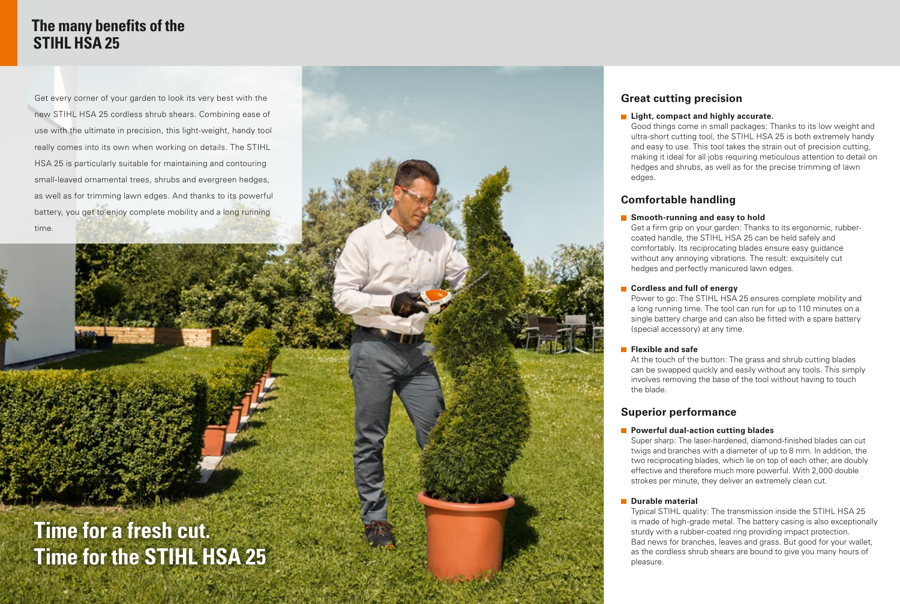# The many benefits of the STIHL HSA 25

Get every corner of your garden to look its very best with the new STIHL HSA 25 cordless shrub shears. Combining ease of use with the ultimate in precision, this light-weight, handy tool really comes into its own when working on details. The STIHL HSA 25 is particularly suitable for maintaining and contouring small-leaved ornamental trees, shrubs and evergreen hedges, as well as for trimming lawn edges. And thanks to its powerful battery, you get to enjoy complete mobility and a long running time.

## Time for a fresh cut. Time for the STIHL HSA 25

## Great cutting precision

- **Light, compact and highly accurate.**
  Good things come in small packages: Thanks to its low weight and ultra-short cutting tool, the STIHL HSA 25 is both extremely handy and easy to use. This tool takes the strain out of precision cutting, making it ideal for all jobs requiring meticulous attention to detail on hedges and shrubs, as well as for the precise trimming of lawn edges.

## Comfortable handling

- **Smooth-running and easy to hold**
  Get a firm grip on your garden: Thanks to its ergonomic, rubber-coated handle, the STIHL HSA 25 can be held safely and comfortably. Its reciprocating blades ensure easy guidance without any annoying vibrations. The result: exquisitely cut hedges and perfectly manicured lawn edges.

- **Cordless and full of energy**
  Power to go: The STIHL HSA 25 ensures complete mobility and a long running time. The tool can run for up to 110 minutes on a single battery charge and can also be fitted with a spare battery (special accessory) at any time.

- **Flexible and safe**
  At the touch of the button: The grass and shrub cutting blades can be swapped quickly and easily without any tools. This simply involves removing the base of the tool without having to touch the blade.

## Superior performance

- **Powerful dual-action cutting blades**
  Super sharp: The laser-hardened, diamond-finished blades can cut twigs and branches with a diameter of up to 8 mm. In addition, the two reciprocating blades, which lie on top of each other, are doubly effective and therefore much more powerful. With 2,000 double strokes per minute, they deliver an extremely clean cut.

- **Durable material**
  Typical STIHL quality: The transmission inside the STIHL HSA 25 is made of high-grade metal. The battery casing is also exceptionally sturdy with a rubber-coated ring providing impact protection. Bad news for branches, leaves and grass. But good for your wallet, as the cordless shrub shears are bound to give you many hours of pleasure.